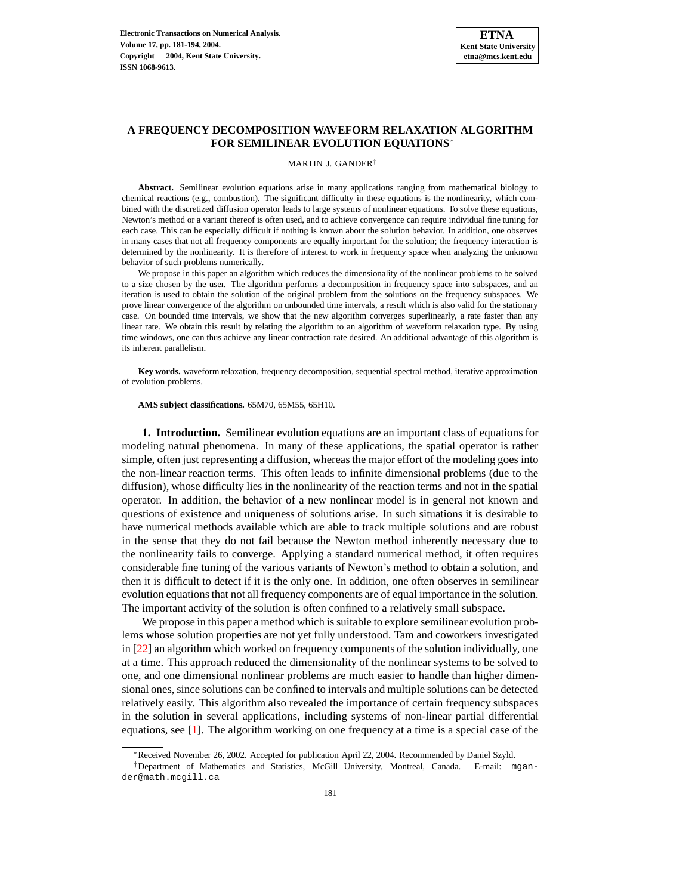# A FREQUENCY DECOMPOSITION WAVEFORM RELAXATION ALGORITHM FOR SEMILINEAR EVOLUTION EQUATIONS*

MARTIN J. GANDER†

**Abstract.** Semilinear evolution equations arise in many applications ranging from mathematical biology to chemical reactions (e.g., combustion). The significant difficulty in these equations is the nonlinearity, which combined with the discretized diffusion operator leads to large systems of nonlinear equations. To solve these equations, Newton's method or a variant thereof is often used, and to achieve convergence can require individual fine tuning for each case. This can be especially difficult if nothing is known about the solution behavior. In addition, one observes in many cases that not all frequency components are equally important for the solution; the frequency interaction is determined by the nonlinearity. It is therefore of interest to work in frequency space when analyzing the unknown behavior of such problems numerically.

We propose in this paper an algorithm which reduces the dimensionality of the nonlinear problems to be solved to a size chosen by the user. The algorithm performs a decomposition in frequency space into subspaces, and an iteration is used to obtain the solution of the original problem from the solutions on the frequency subspaces. We prove linear convergence of the algorithm on unbounded time intervals, a result which is also valid for the stationary case. On bounded time intervals, we show that the new algorithm converges superlinearly, a rate faster than any linear rate. We obtain this result by relating the algorithm to an algorithm of waveform relaxation type. By using time windows, one can thus achieve any linear contraction rate desired. An additional advantage of this algorithm is its inherent parallelism.

**Key words.** waveform relaxation, frequency decomposition, sequential spectral method, iterative approximation of evolution problems.

**AMS subject classifications.** 65M70, 65M55, 65H10.

## 1. Introduction.

Semilinear evolution equations are an important class of equations for modeling natural phenomena. In many of these applications, the spatial operator is rather simple, often just representing a diffusion, whereas the major effort of the modeling goes into the non-linear reaction terms. This often leads to infinite dimensional problems (due to the diffusion), whose difficulty lies in the nonlinearity of the reaction terms and not in the spatial operator. In addition, the behavior of a new nonlinear model is in general not known and questions of existence and uniqueness of solutions arise. In such situations it is desirable to have numerical methods available which are able to track multiple solutions and are robust in the sense that they do not fail because the Newton method inherently necessary due to the nonlinearity fails to converge. Applying a standard numerical method, it often requires considerable fine tuning of the various variants of Newton's method to obtain a solution, and then it is difficult to detect if it is the only one. In addition, one often observes in semilinear evolution equations that not all frequency components are of equal importance in the solution. The important activity of the solution is often confined to a relatively small subspace.

We propose in this paper a method which is suitable to explore semilinear evolution problems whose solution properties are not yet fully understood. Tam and coworkers investigated in [22] an algorithm which worked on frequency components of the solution individually, one at a time. This approach reduced the dimensionality of the nonlinear systems to be solved to one, and one dimensional nonlinear problems are much easier to handle than higher dimensional ones, since solutions can be confined to intervals and multiple solutions can be detected relatively easily. This algorithm also revealed the importance of certain frequency subspaces in the solution in several applications, including systems of non-linear partial differential equations, see [1]. The algorithm working on one frequency at a time is a special case of the

*Received November 26, 2002. Accepted for publication April 22, 2004. Recommended by Daniel Szyld.

†Department of Mathematics and Statistics, McGill University, Montreal, Canada. E-mail: mgander@math.mcgill.ca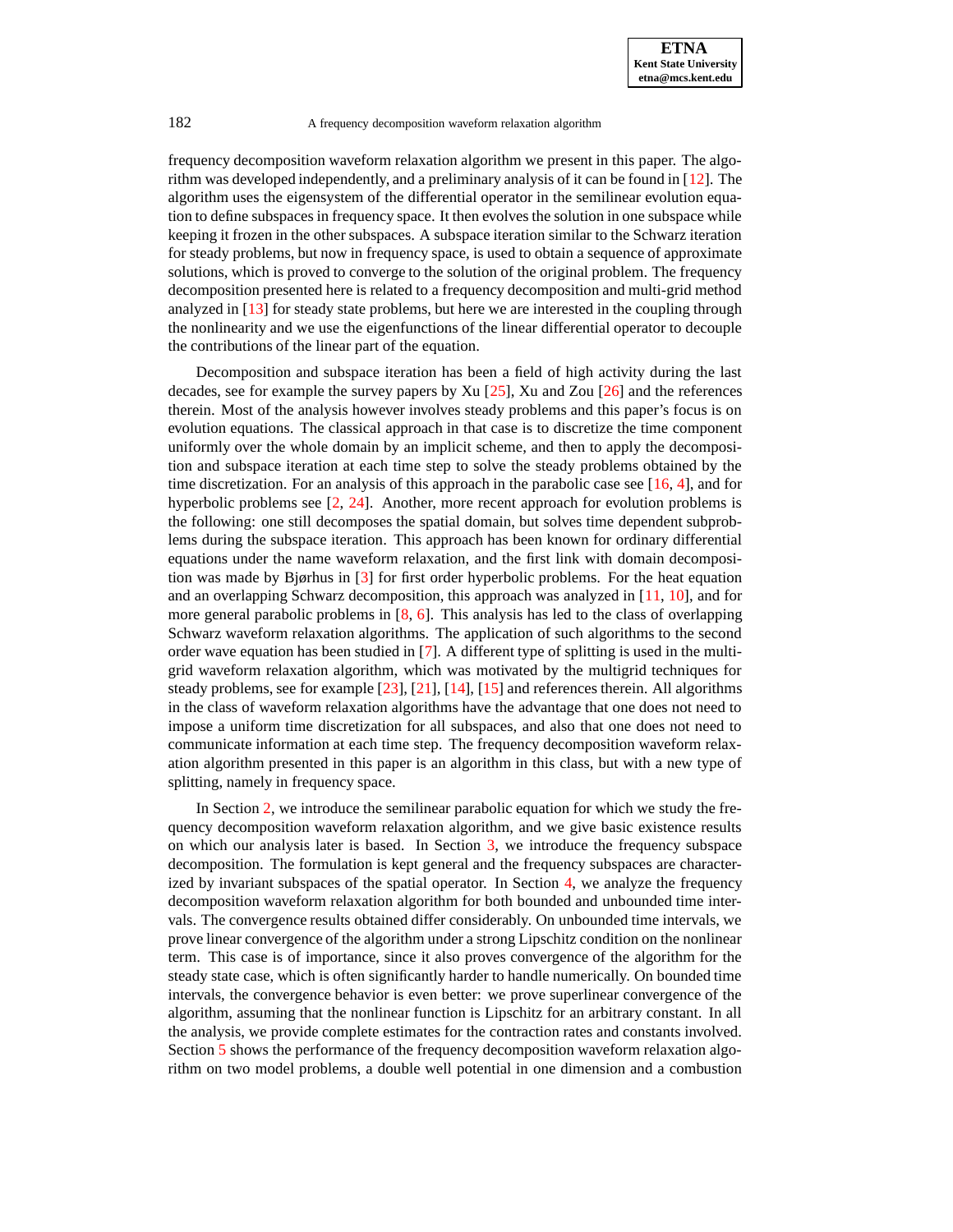frequency decomposition waveform relaxation algorithm we present in this paper. The algorithm was developed independently, and a preliminary analysis of it can be found in [12]. The algorithm uses the eigensystem of the differential operator in the semilinear evolution equation to define subspaces in frequency space. It then evolves the solution in one subspace while keeping it frozen in the other subspaces. A subspace iteration similar to the Schwarz iteration for steady problems, but now in frequency space, is used to obtain a sequence of approximate solutions, which is proved to converge to the solution of the original problem. The frequency decomposition presented here is related to a frequency decomposition and multi-grid method analyzed in [13] for steady state problems, but here we are interested in the coupling through the nonlinearity and we use the eigenfunctions of the linear differential operator to decouple the contributions of the linear part of the equation.

Decomposition and subspace iteration has been a field of high activity during the last decades, see for example the survey papers by Xu [25], Xu and Zou [26] and the references therein. Most of the analysis however involves steady problems and this paper's focus is on evolution equations. The classical approach in that case is to discretize the time component uniformly over the whole domain by an implicit scheme, and then to apply the decomposition and subspace iteration at each time step to solve the steady problems obtained by the time discretization. For an analysis of this approach in the parabolic case see [16, 4], and for hyperbolic problems see [2, 24]. Another, more recent approach for evolution problems is the following: one still decomposes the spatial domain, but solves time dependent subproblems during the subspace iteration. This approach has been known for ordinary differential equations under the name waveform relaxation, and the first link with domain decomposition was made by Bjørhus in [3] for first order hyperbolic problems. For the heat equation and an overlapping Schwarz decomposition, this approach was analyzed in [11, 10], and for more general parabolic problems in [8, 6]. This analysis has led to the class of overlapping Schwarz waveform relaxation algorithms. The application of such algorithms to the second order wave equation has been studied in [7]. A different type of splitting is used in the multigrid waveform relaxation algorithm, which was motivated by the multigrid techniques for steady problems, see for example [23], [21], [14], [15] and references therein. All algorithms in the class of waveform relaxation algorithms have the advantage that one does not need to impose a uniform time discretization for all subspaces, and also that one does not need to communicate information at each time step. The frequency decomposition waveform relaxation algorithm presented in this paper is an algorithm in this class, but with a new type of splitting, namely in frequency space.

In Section 2, we introduce the semilinear parabolic equation for which we study the frequency decomposition waveform relaxation algorithm, and we give basic existence results on which our analysis later is based. In Section 3, we introduce the frequency subspace decomposition. The formulation is kept general and the frequency subspaces are characterized by invariant subspaces of the spatial operator. In Section 4, we analyze the frequency decomposition waveform relaxation algorithm for both bounded and unbounded time intervals. The convergence results obtained differ considerably. On unbounded time intervals, we prove linear convergence of the algorithm under a strong Lipschitz condition on the nonlinear term. This case is of importance, since it also proves convergence of the algorithm for the steady state case, which is often significantly harder to handle numerically. On bounded time intervals, the convergence behavior is even better: we prove superlinear convergence of the algorithm, assuming that the nonlinear function is Lipschitz for an arbitrary constant. In all the analysis, we provide complete estimates for the contraction rates and constants involved. Section 5 shows the performance of the frequency decomposition waveform relaxation algorithm on two model problems, a double well potential in one dimension and a combustion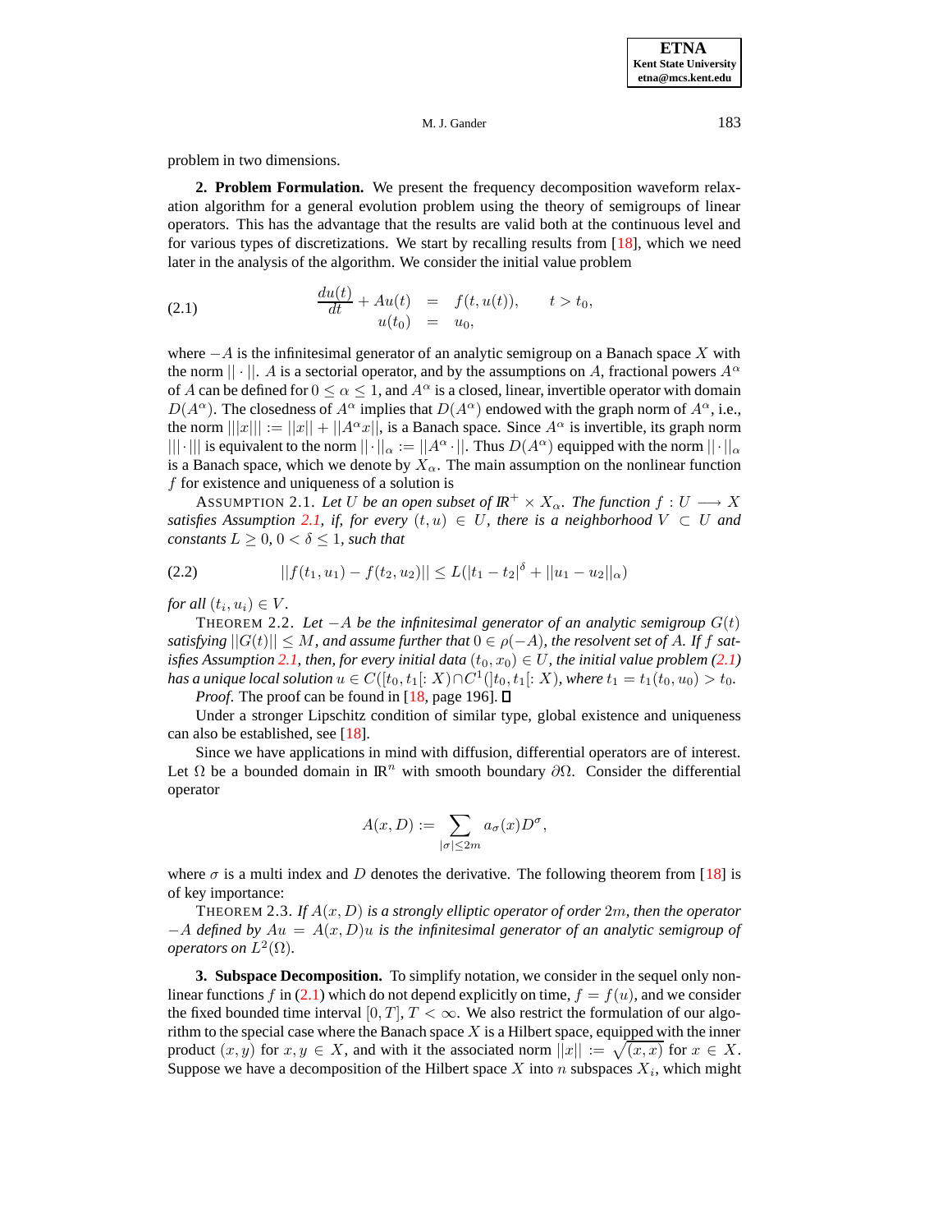problem in two dimensions.

## 2. Problem Formulation.

We present the frequency decomposition waveform relaxation algorithm for a general evolution problem using the theory of semigroups of linear operators. This has the advantage that the results are valid both at the continuous level and for various types of discretizations. We start by recalling results from [18], which we need later in the analysis of the algorithm. We consider the initial value problem

$$
\begin{aligned}
\frac{du(t)}{dt} + Au(t) &= f(t, u(t)), \qquad t > t_0, \\
u(t_0) &= u_0,
\end{aligned}
\tag{2.1}
$$

where $-A$ is the infinitesimal generator of an analytic semigroup on a Banach space $X$ with the norm $|| \cdot ||$. $A$ is a sectorial operator, and by the assumptions on $A$, fractional powers $A^\alpha$ of $A$ can be defined for $0 \leq \alpha \leq 1$, and $A^\alpha$ is a closed, linear, invertible operator with domain $D(A^\alpha)$. The closedness of $A^\alpha$ implies that $D(A^\alpha)$ endowed with the graph norm of $A^\alpha$, i.e., the norm $|||x||| := ||x|| + ||A^\alpha x||$, is a Banach space. Since $A^\alpha$ is invertible, its graph norm $||| \cdot |||$ is equivalent to the norm $|| \cdot ||_\alpha := ||A^\alpha \cdot ||$. Thus $D(A^\alpha)$ equipped with the norm $|| \cdot ||_\alpha$ is a Banach space, which we denote by $X_\alpha$. The main assumption on the nonlinear function $f$ for existence and uniqueness of a solution is

ASSUMPTION 2.1. *Let $U$ be an open subset of $\mathbb{R}^+ \times X_\alpha$. The function $f : U \longrightarrow X$ satisfies Assumption 2.1, if, for every $(t, u) \in U$, there is a neighborhood $V \subset U$ and constants $L \geq 0$, $0 < \delta \leq 1$, such that*

$$
||f(t_1, u_1) - f(t_2, u_2)|| \leq L(|t_1 - t_2|^\delta + ||u_1 - u_2||_\alpha)
\tag{2.2}
$$

*for all $(t_i, u_i) \in V$.*

THEOREM 2.2. *Let $-A$ be the infinitesimal generator of an analytic semigroup $G(t)$ satisfying $||G(t)|| \leq M$, and assume further that $0 \in \rho(-A)$, the resolvent set of $A$. If $f$ satisfies Assumption 2.1, then, for every initial data $(t_0, x_0) \in U$, the initial value problem (2.1) has a unique local solution $u \in C([t_0, t_1[: X) \cap C^1(]t_0, t_1[: X)$, where $t_1 = t_1(t_0, u_0) > t_0$.*

*Proof.* The proof can be found in [18, page 196]. ∎

Under a stronger Lipschitz condition of similar type, global existence and uniqueness can also be established, see [18].

Since we have applications in mind with diffusion, differential operators are of interest. Let $\Omega$ be a bounded domain in $\mathbb{R}^n$ with smooth boundary $\partial\Omega$. Consider the differential operator

$$
A(x, D) := \sum_{|\sigma| \leq 2m} a_\sigma(x) D^\sigma,
$$

where $\sigma$ is a multi index and $D$ denotes the derivative. The following theorem from [18] is of key importance:

THEOREM 2.3. *If $A(x, D)$ is a strongly elliptic operator of order $2m$, then the operator $-A$ defined by $Au = A(x, D)u$ is the infinitesimal generator of an analytic semigroup of operators on $L^2(\Omega)$.*

## 3. Subspace Decomposition.

To simplify notation, we consider in the sequel only nonlinear functions $f$ in (2.1) which do not depend explicitly on time, $f = f(u)$, and we consider the fixed bounded time interval $[0, T]$, $T < \infty$. We also restrict the formulation of our algorithm to the special case where the Banach space $X$ is a Hilbert space, equipped with the inner product $(x, y)$ for $x, y \in X$, and with it the associated norm $||x|| := \sqrt{(x, x)}$ for $x \in X$. Suppose we have a decomposition of the Hilbert space $X$ into $n$ subspaces $X_i$, which might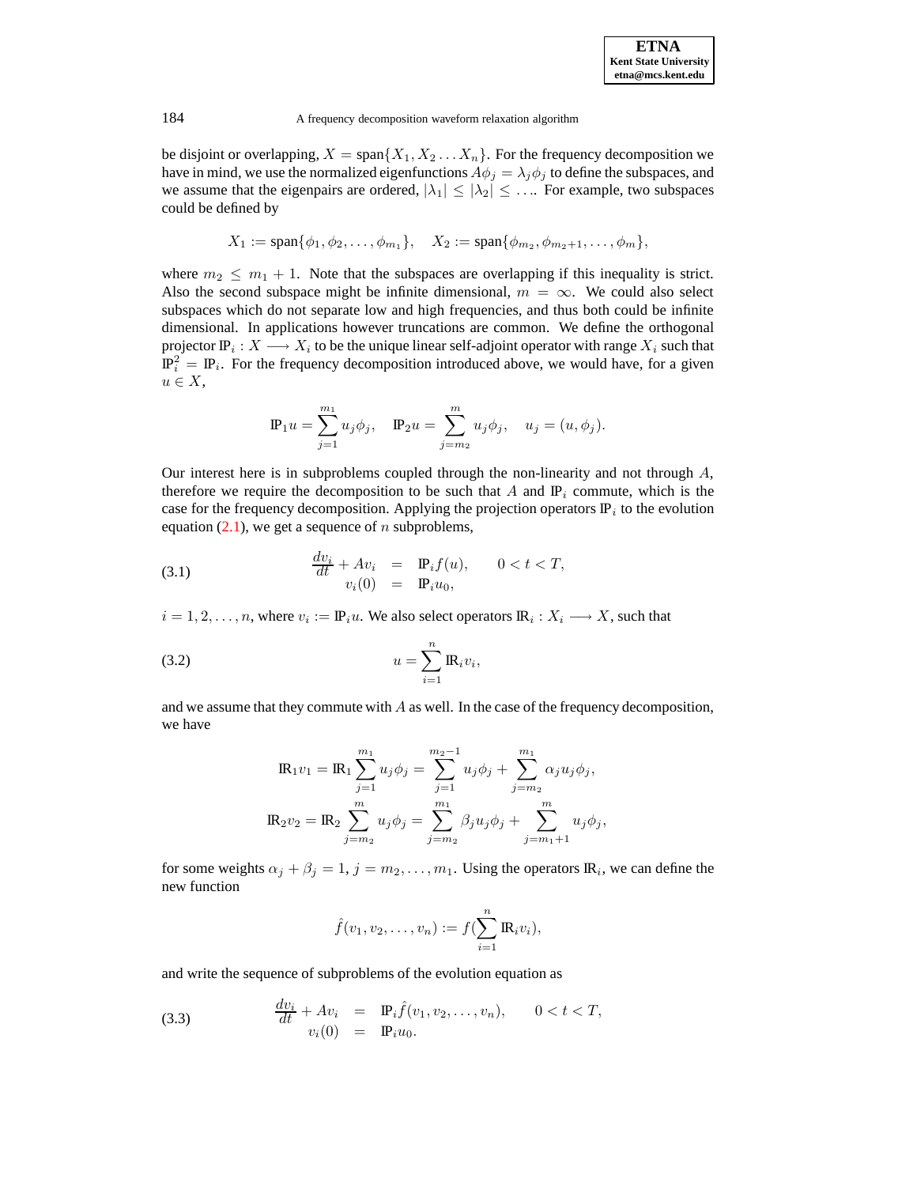be disjoint or overlapping, $X = \text{span}\{X_1, X_2 \ldots X_n\}$. For the frequency decomposition we have in mind, we use the normalized eigenfunctions $A\phi_j = \lambda_j \phi_j$ to define the subspaces, and we assume that the eigenpairs are ordered, $|\lambda_1| \le |\lambda_2| \le \ldots$. For example, two subspaces could be defined by

$$X_1 := \text{span}\{\phi_1, \phi_2, \ldots, \phi_{m_1}\}, \quad X_2 := \text{span}\{\phi_{m_2}, \phi_{m_2+1}, \ldots, \phi_m\},$$

where $m_2 \le m_1 + 1$. Note that the subspaces are overlapping if this inequality is strict. Also the second subspace might be infinite dimensional, $m = \infty$. We could also select subspaces which do not separate low and high frequencies, and thus both could be infinite dimensional. In applications however truncations are common. We define the orthogonal projector $\mathbb{P}_i : X \longrightarrow X_i$ to be the unique linear self-adjoint operator with range $X_i$ such that $\mathbb{P}_i^2 = \mathbb{P}_i$. For the frequency decomposition introduced above, we would have, for a given $u \in X$,

$$\mathbb{P}_1 u = \sum_{j=1}^{m_1} u_j \phi_j, \quad \mathbb{P}_2 u = \sum_{j=m_2}^{m} u_j \phi_j, \quad u_j = (u, \phi_j).$$

Our interest here is in subproblems coupled through the non-linearity and not through $A$, therefore we require the decomposition to be such that $A$ and $\mathbb{P}_i$ commute, which is the case for the frequency decomposition. Applying the projection operators $\mathbb{P}_i$ to the evolution equation (2.1), we get a sequence of $n$ subproblems,

$$\begin{aligned} \frac{dv_i}{dt} + Av_i &= \mathbb{P}_i f(u), \qquad 0 < t < T, \\ v_i(0) &= \mathbb{P}_i u_0, \end{aligned} \tag{3.1}$$

$i = 1, 2, \ldots, n$, where $v_i := \mathbb{P}_i u$. We also select operators $\mathbb{R}_i : X_i \longrightarrow X$, such that

$$u = \sum_{i=1}^{n} \mathbb{R}_i v_i, \tag{3.2}$$

and we assume that they commute with $A$ as well. In the case of the frequency decomposition, we have

$$\mathbb{R}_1 v_1 = \mathbb{R}_1 \sum_{j=1}^{m_1} u_j \phi_j = \sum_{j=1}^{m_2-1} u_j \phi_j + \sum_{j=m_2}^{m_1} \alpha_j u_j \phi_j,$$

$$\mathbb{R}_2 v_2 = \mathbb{R}_2 \sum_{j=m_2}^{m} u_j \phi_j = \sum_{j=m_2}^{m_1} \beta_j u_j \phi_j + \sum_{j=m_1+1}^{m} u_j \phi_j,$$

for some weights $\alpha_j + \beta_j = 1$, $j = m_2, \ldots, m_1$. Using the operators $\mathbb{R}_i$, we can define the new function

$$\hat{f}(v_1, v_2, \ldots, v_n) := f(\sum_{i=1}^{n} \mathbb{R}_i v_i),$$

and write the sequence of subproblems of the evolution equation as

$$\begin{aligned} \frac{dv_i}{dt} + Av_i &= \mathbb{P}_i \hat{f}(v_1, v_2, \ldots, v_n), \qquad 0 < t < T, \\ v_i(0) &= \mathbb{P}_i u_0. \end{aligned} \tag{3.3}$$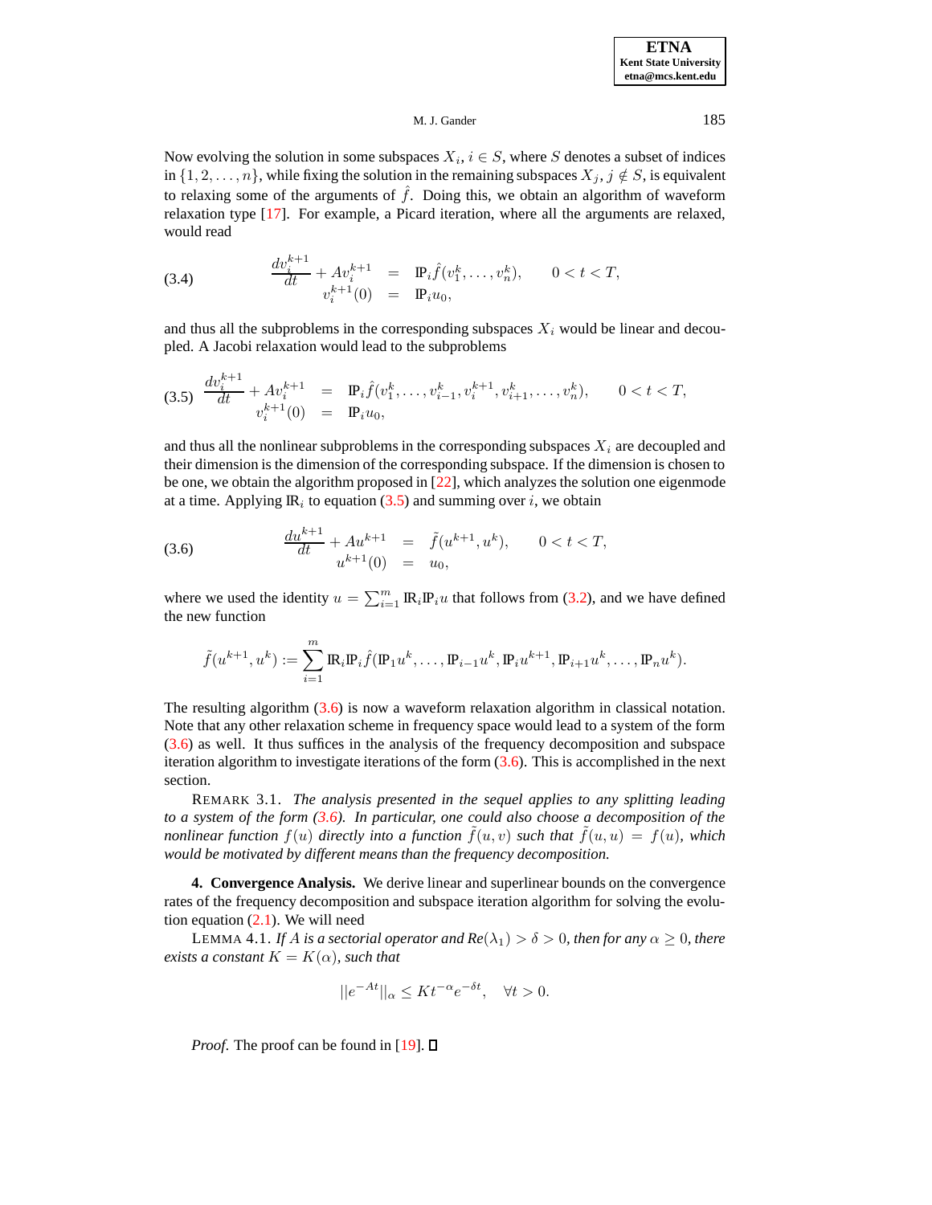Now evolving the solution in some subspaces $X_i$, $i \in S$, where $S$ denotes a subset of indices in $\{1, 2, \ldots, n\}$, while fixing the solution in the remaining subspaces $X_j$, $j \notin S$, is equivalent to relaxing some of the arguments of $\hat{f}$. Doing this, we obtain an algorithm of waveform relaxation type [17]. For example, a Picard iteration, where all the arguments are relaxed, would read

$$
\begin{aligned}
\frac{dv_i^{k+1}}{dt} + Av_i^{k+1} &= \mathbb{P}_i \hat{f}(v_1^k, \ldots, v_n^k), \qquad 0 < t < T, \\
v_i^{k+1}(0) &= \mathbb{P}_i u_0,
\end{aligned}
\tag{3.4}
$$

and thus all the subproblems in the corresponding subspaces $X_i$ would be linear and decoupled. A Jacobi relaxation would lead to the subproblems

$$
\begin{aligned}
\frac{dv_i^{k+1}}{dt} + Av_i^{k+1} &= \mathbb{P}_i \hat{f}(v_1^k, \ldots, v_{i-1}^k, v_i^{k+1}, v_{i+1}^k, \ldots, v_n^k), \qquad 0 < t < T, \\
v_i^{k+1}(0) &= \mathbb{P}_i u_0,
\end{aligned}
\tag{3.5}
$$

and thus all the nonlinear subproblems in the corresponding subspaces $X_i$ are decoupled and their dimension is the dimension of the corresponding subspace. If the dimension is chosen to be one, we obtain the algorithm proposed in [22], which analyzes the solution one eigenmode at a time. Applying $\mathbb{R}_i$ to equation (3.5) and summing over $i$, we obtain

$$
\begin{aligned}
\frac{du^{k+1}}{dt} + Au^{k+1} &= \tilde{f}(u^{k+1}, u^k), \qquad 0 < t < T, \\
u^{k+1}(0) &= u_0,
\end{aligned}
\tag{3.6}
$$

where we used the identity $u = \sum_{i=1}^{m} \mathbb{R}_i \mathbb{P}_i u$ that follows from (3.2), and we have defined the new function

$$
\tilde{f}(u^{k+1}, u^k) := \sum_{i=1}^{m} \mathbb{R}_i \mathbb{P}_i \hat{f}(\mathbb{P}_1 u^k, \ldots, \mathbb{P}_{i-1} u^k, \mathbb{P}_i u^{k+1}, \mathbb{P}_{i+1} u^k, \ldots, \mathbb{P}_n u^k).
$$

The resulting algorithm (3.6) is now a waveform relaxation algorithm in classical notation. Note that any other relaxation scheme in frequency space would lead to a system of the form (3.6) as well. It thus suffices in the analysis of the frequency decomposition and subspace iteration algorithm to investigate iterations of the form (3.6). This is accomplished in the next section.

REMARK 3.1. *The analysis presented in the sequel applies to any splitting leading to a system of the form (3.6). In particular, one could also choose a decomposition of the nonlinear function $f(u)$ directly into a function $\tilde{f}(u, v)$ such that $\tilde{f}(u, u) = f(u)$, which would be motivated by different means than the frequency decomposition.*

## 4. Convergence Analysis.

We derive linear and superlinear bounds on the convergence rates of the frequency decomposition and subspace iteration algorithm for solving the evolution equation (2.1). We will need

LEMMA 4.1. *If $A$ is a sectorial operator and $Re(\lambda_1) > \delta > 0$, then for any $\alpha \geq 0$, there exists a constant $K = K(\alpha)$, such that*

$$
||e^{-At}||_\alpha \leq K t^{-\alpha} e^{-\delta t}, \quad \forall t > 0.
$$

*Proof.* The proof can be found in [19]. ◻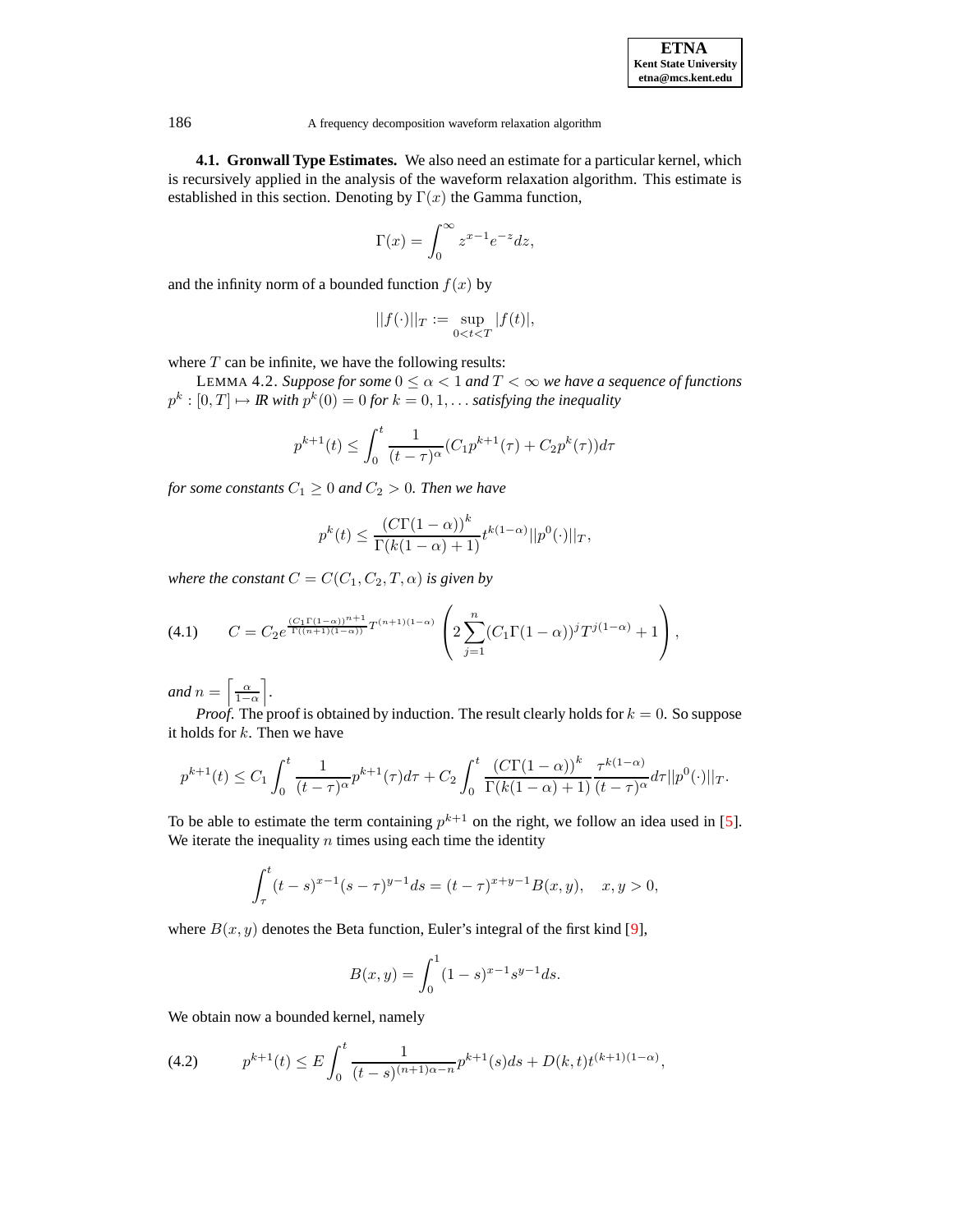**4.1. Gronwall Type Estimates.** We also need an estimate for a particular kernel, which is recursively applied in the analysis of the waveform relaxation algorithm. This estimate is established in this section. Denoting by $\Gamma(x)$ the Gamma function,

$$\Gamma(x) = \int_0^\infty z^{x-1} e^{-z} dz,$$

and the infinity norm of a bounded function $f(x)$ by

$$||f(\cdot)||_T := \sup_{0<t<T} |f(t)|,$$

where $T$ can be infinite, we have the following results:

LEMMA 4.2. *Suppose for some $0 \leq \alpha < 1$ and $T < \infty$ we have a sequence of functions $p^k : [0,T] \mapsto I\!R$ with $p^k(0) = 0$ for $k = 0, 1, \ldots$ satisfying the inequality*

$$p^{k+1}(t) \leq \int_0^t \frac{1}{(t-\tau)^\alpha}(C_1 p^{k+1}(\tau) + C_2 p^k(\tau)) d\tau$$

*for some constants $C_1 \geq 0$ and $C_2 > 0$. Then we have*

$$p^k(t) \leq \frac{(C\Gamma(1-\alpha))^k}{\Gamma(k(1-\alpha)+1)} t^{k(1-\alpha)} ||p^0(\cdot)||_T,$$

*where the constant $C = C(C_1, C_2, T, \alpha)$ is given by*

$$C = C_2 e^{\frac{(C_1\Gamma(1-\alpha))^{n+1}}{\Gamma((n+1)(1-\alpha))} T^{(n+1)(1-\alpha)}} \left( 2\sum_{j=1}^{n} (C_1\Gamma(1-\alpha))^j T^{j(1-\alpha)} + 1 \right), \tag{4.1}$$

*and $n = \left\lceil \frac{\alpha}{1-\alpha} \right\rceil$.*

*Proof.* The proof is obtained by induction. The result clearly holds for $k = 0$. So suppose it holds for $k$. Then we have

$$p^{k+1}(t) \leq C_1 \int_0^t \frac{1}{(t-\tau)^\alpha} p^{k+1}(\tau) d\tau + C_2 \int_0^t \frac{(C\Gamma(1-\alpha))^k}{\Gamma(k(1-\alpha)+1)} \frac{\tau^{k(1-\alpha)}}{(t-\tau)^\alpha} d\tau ||p^0(\cdot)||_T.$$

To be able to estimate the term containing $p^{k+1}$ on the right, we follow an idea used in [5]. We iterate the inequality $n$ times using each time the identity

$$\int_\tau^t (t-s)^{x-1}(s-\tau)^{y-1} ds = (t-\tau)^{x+y-1} B(x,y), \quad x, y > 0,$$

where $B(x,y)$ denotes the Beta function, Euler's integral of the first kind [9],

$$B(x,y) = \int_0^1 (1-s)^{x-1} s^{y-1} ds.$$

We obtain now a bounded kernel, namely

$$p^{k+1}(t) \leq E \int_0^t \frac{1}{(t-s)^{(n+1)\alpha - n}} p^{k+1}(s) ds + D(k,t) t^{(k+1)(1-\alpha)}, \tag{4.2}$$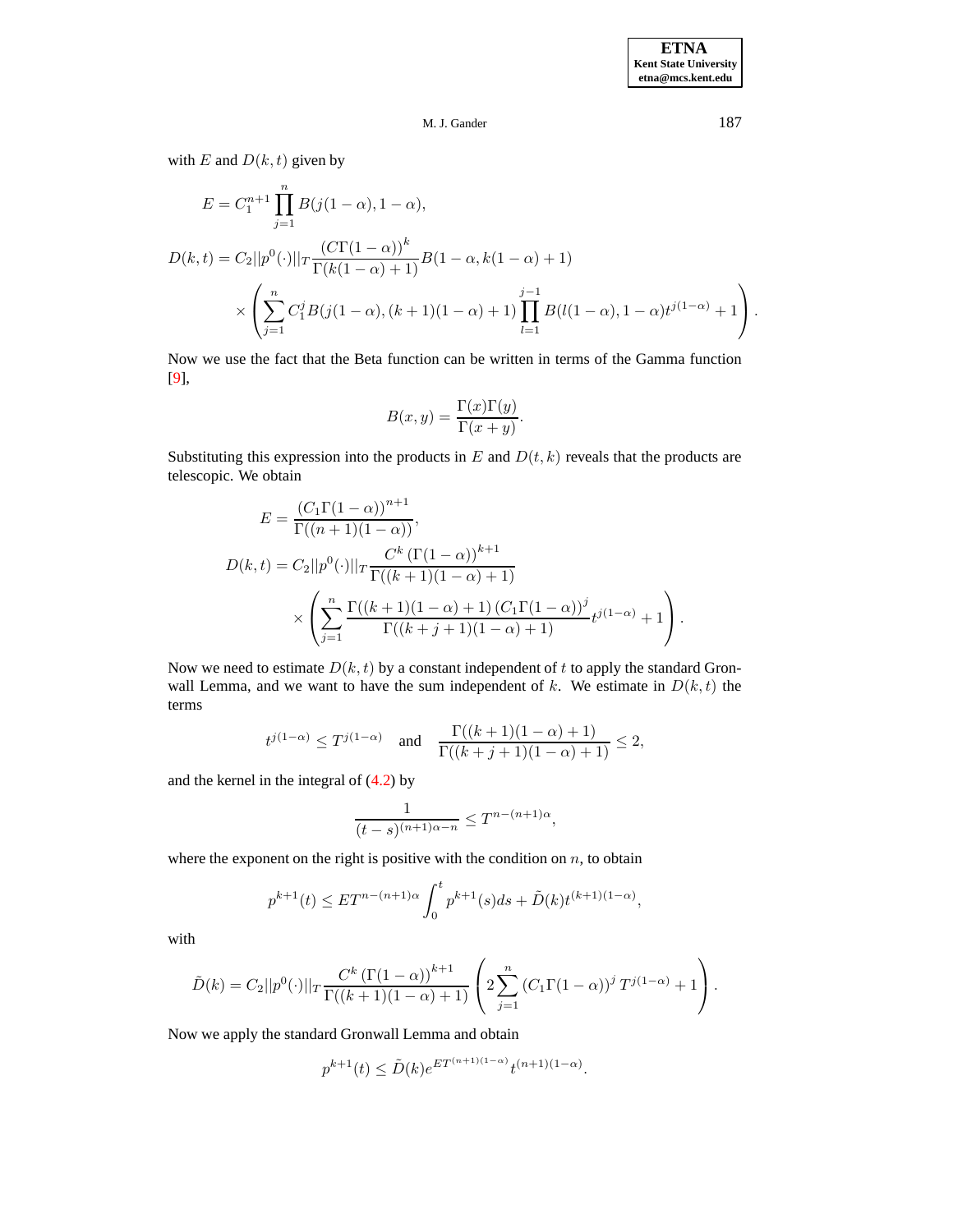with $E$ and $D(k,t)$ given by

$$
E = C_1^{n+1} \prod_{j=1}^{n} B(j(1-\alpha), 1-\alpha),
$$

$$
\begin{aligned}
D(k,t) = C_2 ||p^0(\cdot)||_T \frac{(C\Gamma(1-\alpha))^k}{\Gamma(k(1-\alpha)+1)} B(1-\alpha, k(1-\alpha)+1) \\
\times \left( \sum_{j=1}^{n} C_1^j B(j(1-\alpha), (k+1)(1-\alpha)+1) \prod_{l=1}^{j-1} B(l(1-\alpha), 1-\alpha) t^{j(1-\alpha)} + 1 \right).
\end{aligned}
$$

Now we use the fact that the Beta function can be written in terms of the Gamma function [9],

$$
B(x,y) = \frac{\Gamma(x)\Gamma(y)}{\Gamma(x+y)}.
$$

Substituting this expression into the products in $E$ and $D(t,k)$ reveals that the products are telescopic. We obtain

$$
E = \frac{(C_1\Gamma(1-\alpha))^{n+1}}{\Gamma((n+1)(1-\alpha))},
$$

$$
\begin{aligned}
D(k,t) = C_2 ||p^0(\cdot)||_T \frac{C^k (\Gamma(1-\alpha))^{k+1}}{\Gamma((k+1)(1-\alpha)+1)} \\
\times \left( \sum_{j=1}^{n} \frac{\Gamma((k+1)(1-\alpha)+1)(C_1\Gamma(1-\alpha))^j}{\Gamma((k+j+1)(1-\alpha)+1)} t^{j(1-\alpha)} + 1 \right).
\end{aligned}
$$

Now we need to estimate $D(k,t)$ by a constant independent of $t$ to apply the standard Gronwall Lemma, and we want to have the sum independent of $k$. We estimate in $D(k,t)$ the terms

$$
t^{j(1-\alpha)} \leq T^{j(1-\alpha)} \quad \text{and} \quad \frac{\Gamma((k+1)(1-\alpha)+1)}{\Gamma((k+j+1)(1-\alpha)+1)} \leq 2,
$$

and the kernel in the integral of (4.2) by

$$
\frac{1}{(t-s)^{(n+1)\alpha - n}} \leq T^{n-(n+1)\alpha},
$$

where the exponent on the right is positive with the condition on $n$, to obtain

$$
p^{k+1}(t) \leq E T^{n-(n+1)\alpha} \int_0^t p^{k+1}(s) ds + \tilde{D}(k) t^{(k+1)(1-\alpha)},
$$

with

$$
\tilde{D}(k) = C_2 ||p^0(\cdot)||_T \frac{C^k (\Gamma(1-\alpha))^{k+1}}{\Gamma((k+1)(1-\alpha)+1)} \left( 2 \sum_{j=1}^{n} (C_1\Gamma(1-\alpha))^j T^{j(1-\alpha)} + 1 \right).
$$

Now we apply the standard Gronwall Lemma and obtain

$$
p^{k+1}(t) \leq \tilde{D}(k) e^{ET^{(n+1)(1-\alpha)}} t^{(n+1)(1-\alpha)}.
$$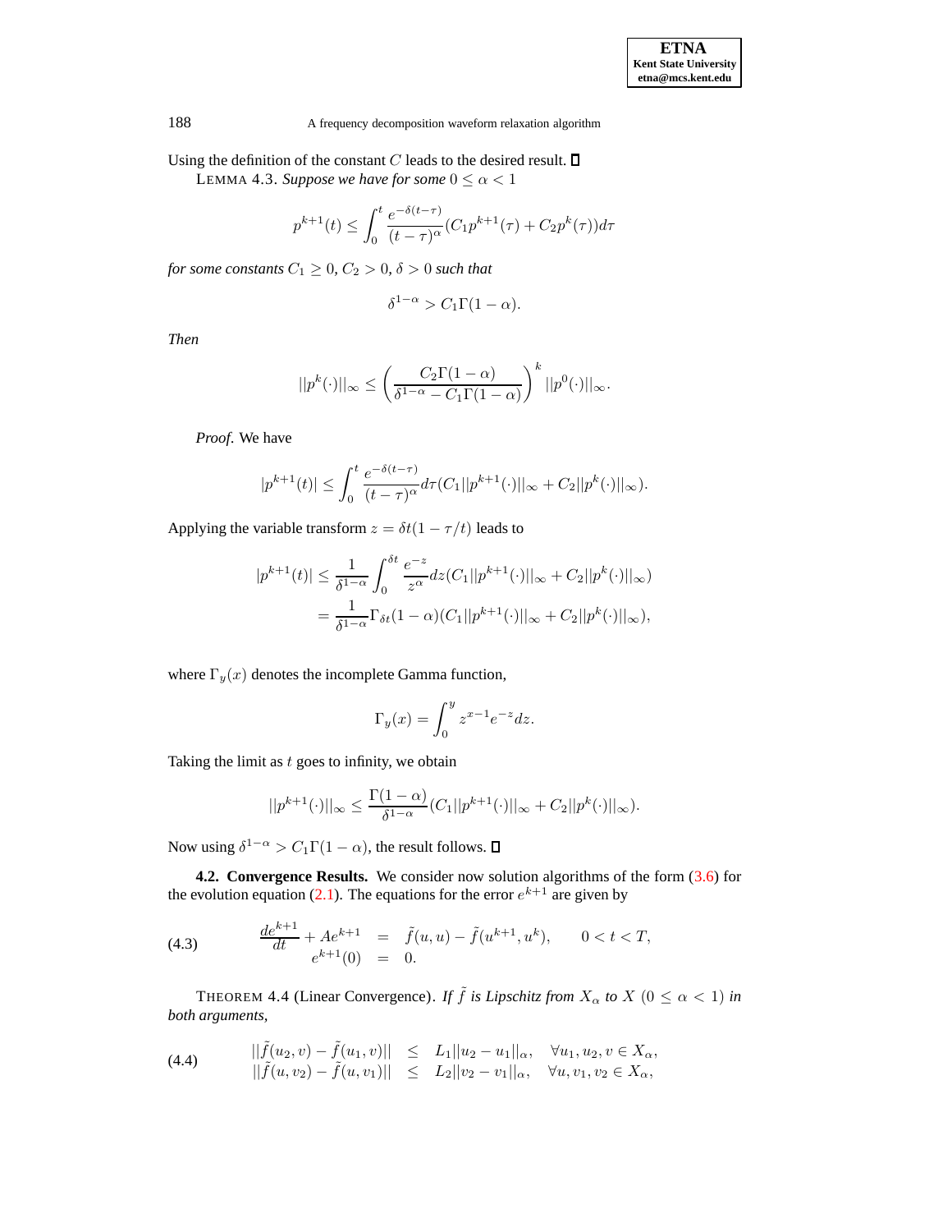Using the definition of the constant $C$ leads to the desired result. ∎

LEMMA 4.3. *Suppose we have for some* $0 \leq \alpha < 1$

$$p^{k+1}(t) \leq \int_0^t \frac{e^{-\delta(t-\tau)}}{(t-\tau)^\alpha}(C_1 p^{k+1}(\tau) + C_2 p^k(\tau))d\tau$$

*for some constants* $C_1 \geq 0$, $C_2 > 0$, $\delta > 0$ *such that*

$$\delta^{1-\alpha} > C_1 \Gamma(1-\alpha).$$

*Then*

$$||p^k(\cdot)||_\infty \leq \left(\frac{C_2 \Gamma(1-\alpha)}{\delta^{1-\alpha} - C_1 \Gamma(1-\alpha)}\right)^k ||p^0(\cdot)||_\infty.$$

*Proof.* We have

$$|p^{k+1}(t)| \leq \int_0^t \frac{e^{-\delta(t-\tau)}}{(t-\tau)^\alpha} d\tau (C_1 ||p^{k+1}(\cdot)||_\infty + C_2 ||p^k(\cdot)||_\infty).$$

Applying the variable transform $z = \delta t(1 - \tau/t)$ leads to

$$\begin{aligned} |p^{k+1}(t)| &\leq \frac{1}{\delta^{1-\alpha}} \int_0^{\delta t} \frac{e^{-z}}{z^\alpha} dz (C_1 ||p^{k+1}(\cdot)||_\infty + C_2 ||p^k(\cdot)||_\infty) \\ &= \frac{1}{\delta^{1-\alpha}} \Gamma_{\delta t}(1-\alpha)(C_1 ||p^{k+1}(\cdot)||_\infty + C_2 ||p^k(\cdot)||_\infty), \end{aligned}$$

where $\Gamma_y(x)$ denotes the incomplete Gamma function,

$$\Gamma_y(x) = \int_0^y z^{x-1} e^{-z} dz.$$

Taking the limit as $t$ goes to infinity, we obtain

$$||p^{k+1}(\cdot)||_\infty \leq \frac{\Gamma(1-\alpha)}{\delta^{1-\alpha}}(C_1 ||p^{k+1}(\cdot)||_\infty + C_2 ||p^k(\cdot)||_\infty).$$

Now using $\delta^{1-\alpha} > C_1 \Gamma(1-\alpha)$, the result follows. ∎

**4.2. Convergence Results.** We consider now solution algorithms of the form (3.6) for the evolution equation (2.1). The equations for the error $e^{k+1}$ are given by

$$\begin{aligned} \frac{de^{k+1}}{dt} + Ae^{k+1} &= \tilde{f}(u,u) - \tilde{f}(u^{k+1}, u^k), \qquad 0 < t < T, \\ e^{k+1}(0) &= 0. \end{aligned} \tag{4.3}$$

THEOREM 4.4 (Linear Convergence). *If* $\tilde{f}$ *is Lipschitz from* $X_\alpha$ *to* $X$ $(0 \leq \alpha < 1)$ *in both arguments,*

$$\begin{aligned} ||\tilde{f}(u_2, v) - \tilde{f}(u_1, v)|| &\leq L_1 ||u_2 - u_1||_\alpha, \quad \forall u_1, u_2, v \in X_\alpha, \\ ||\tilde{f}(u, v_2) - \tilde{f}(u, v_1)|| &\leq L_2 ||v_2 - v_1||_\alpha, \quad \forall u, v_1, v_2 \in X_\alpha, \end{aligned} \tag{4.4}$$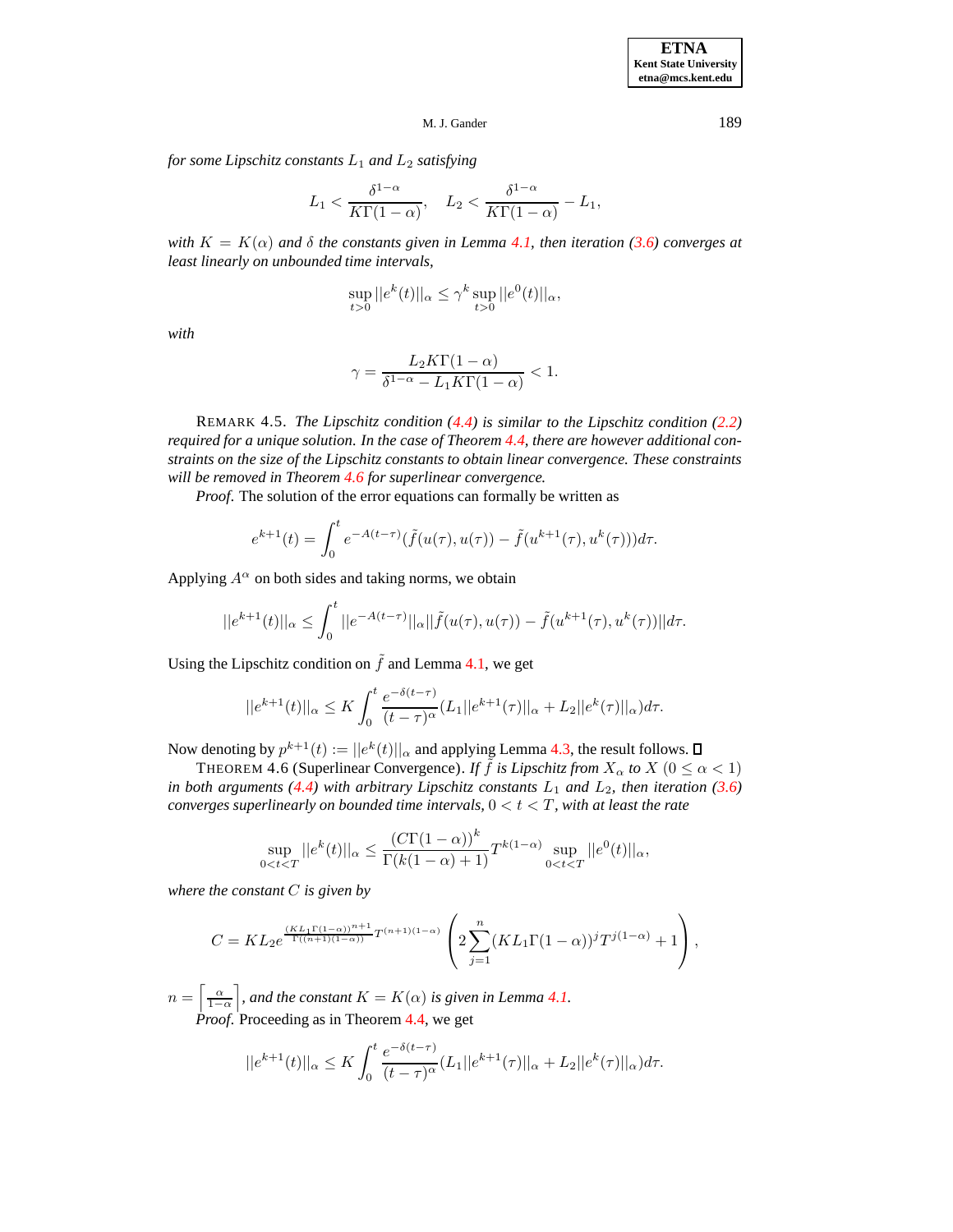*for some Lipschitz constants $L_1$ and $L_2$ satisfying*

$$L_1 < \frac{\delta^{1-\alpha}}{K\Gamma(1-\alpha)}, \quad L_2 < \frac{\delta^{1-\alpha}}{K\Gamma(1-\alpha)} - L_1,$$

*with $K = K(\alpha)$ and $\delta$ the constants given in Lemma 4.1, then iteration (3.6) converges at least linearly on unbounded time intervals,*

$$\sup_{t>0} ||e^k(t)||_\alpha \leq \gamma^k \sup_{t>0} ||e^0(t)||_\alpha,$$

*with*

$$\gamma = \frac{L_2 K\Gamma(1-\alpha)}{\delta^{1-\alpha} - L_1 K\Gamma(1-\alpha)} < 1.$$

REMARK 4.5. *The Lipschitz condition (4.4) is similar to the Lipschitz condition (2.2) required for a unique solution. In the case of Theorem 4.4, there are however additional constraints on the size of the Lipschitz constants to obtain linear convergence. These constraints will be removed in Theorem 4.6 for superlinear convergence.*

*Proof.* The solution of the error equations can formally be written as

$$e^{k+1}(t) = \int_0^t e^{-A(t-\tau)}(\tilde{f}(u(\tau), u(\tau)) - \tilde{f}(u^{k+1}(\tau), u^k(\tau)))d\tau.$$

Applying $A^\alpha$ on both sides and taking norms, we obtain

$$||e^{k+1}(t)||_\alpha \leq \int_0^t ||e^{-A(t-\tau)}||_\alpha ||\tilde{f}(u(\tau), u(\tau)) - \tilde{f}(u^{k+1}(\tau), u^k(\tau))||d\tau.$$

Using the Lipschitz condition on $\tilde{f}$ and Lemma 4.1, we get

$$||e^{k+1}(t)||_\alpha \leq K \int_0^t \frac{e^{-\delta(t-\tau)}}{(t-\tau)^\alpha}(L_1||e^{k+1}(\tau)||_\alpha + L_2||e^k(\tau)||_\alpha)d\tau.$$

Now denoting by $p^{k+1}(t) := ||e^k(t)||_\alpha$ and applying Lemma 4.3, the result follows. ☐

THEOREM 4.6 (Superlinear Convergence). *If $\tilde{f}$ is Lipschitz from $X_\alpha$ to $X$ $(0 \leq \alpha < 1)$ in both arguments (4.4) with arbitrary Lipschitz constants $L_1$ and $L_2$, then iteration (3.6) converges superlinearly on bounded time intervals, $0 < t < T$, with at least the rate*

$$\sup_{0<t<T} ||e^k(t)||_\alpha \leq \frac{(C\Gamma(1-\alpha))^k}{\Gamma(k(1-\alpha)+1)} T^{k(1-\alpha)} \sup_{0<t<T} ||e^0(t)||_\alpha,$$

*where the constant $C$ is given by*

$$C = KL_2 e^{\frac{(KL_1\Gamma(1-\alpha))^{n+1}}{\Gamma((n+1)(1-\alpha))}T^{(n+1)(1-\alpha)}} \left( 2\sum_{j=1}^{n} (KL_1\Gamma(1-\alpha))^j T^{j(1-\alpha)} + 1 \right),$$

$n = \left\lceil \frac{\alpha}{1-\alpha} \right\rceil$*, and the constant $K = K(\alpha)$ is given in Lemma 4.1.*

*Proof.* Proceeding as in Theorem 4.4, we get

$$||e^{k+1}(t)||_\alpha \leq K \int_0^t \frac{e^{-\delta(t-\tau)}}{(t-\tau)^\alpha}(L_1||e^{k+1}(\tau)||_\alpha + L_2||e^k(\tau)||_\alpha)d\tau.$$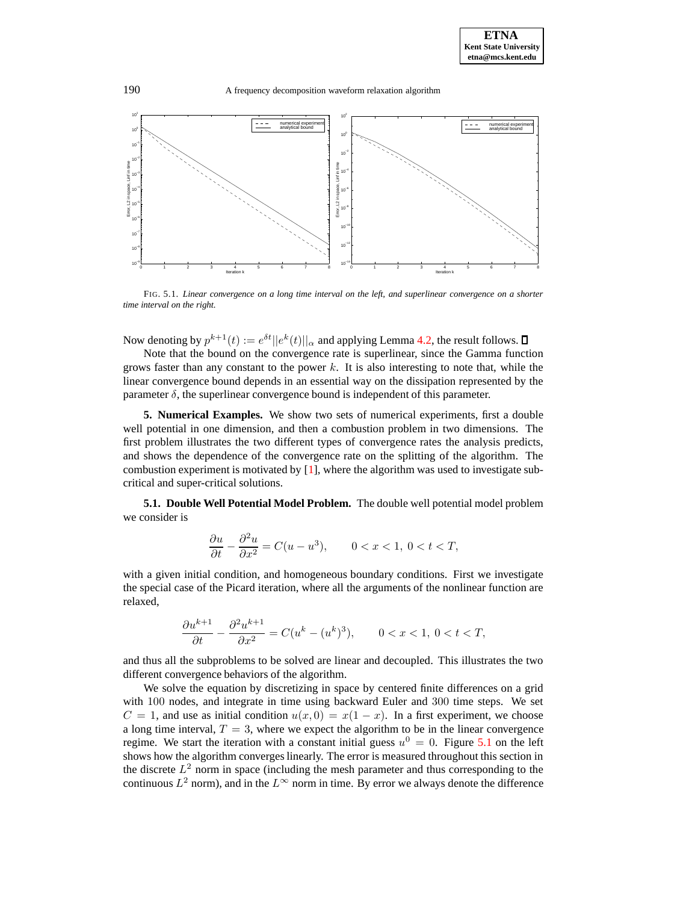FIG. 5.1. *Linear convergence on a long time interval on the left, and superlinear convergence on a shorter time interval on the right.*

Now denoting by $p^{k+1}(t) := e^{\delta t}||e^k(t)||_\alpha$ and applying Lemma 4.2, the result follows. ∎

Note that the bound on the convergence rate is superlinear, since the Gamma function grows faster than any constant to the power $k$. It is also interesting to note that, while the linear convergence bound depends in an essential way on the dissipation represented by the parameter $\delta$, the superlinear convergence bound is independent of this parameter.

**5. Numerical Examples.** We show two sets of numerical experiments, first a double well potential in one dimension, and then a combustion problem in two dimensions. The first problem illustrates the two different types of convergence rates the analysis predicts, and shows the dependence of the convergence rate on the splitting of the algorithm. The combustion experiment is motivated by [1], where the algorithm was used to investigate sub-critical and super-critical solutions.

**5.1. Double Well Potential Model Problem.** The double well potential model problem we consider is

$$\frac{\partial u}{\partial t} - \frac{\partial^2 u}{\partial x^2} = C(u - u^3), \qquad 0 < x < 1,\ 0 < t < T,$$

with a given initial condition, and homogeneous boundary conditions. First we investigate the special case of the Picard iteration, where all the arguments of the nonlinear function are relaxed,

$$\frac{\partial u^{k+1}}{\partial t} - \frac{\partial^2 u^{k+1}}{\partial x^2} = C(u^k - (u^k)^3), \qquad 0 < x < 1,\ 0 < t < T,$$

and thus all the subproblems to be solved are linear and decoupled. This illustrates the two different convergence behaviors of the algorithm.

We solve the equation by discretizing in space by centered finite differences on a grid with $100$ nodes, and integrate in time using backward Euler and $300$ time steps. We set $C = 1$, and use as initial condition $u(x, 0) = x(1 - x)$. In a first experiment, we choose a long time interval, $T = 3$, where we expect the algorithm to be in the linear convergence regime. We start the iteration with a constant initial guess $u^0 = 0$. Figure 5.1 on the left shows how the algorithm converges linearly. The error is measured throughout this section in the discrete $L^2$ norm in space (including the mesh parameter and thus corresponding to the continuous $L^2$ norm), and in the $L^\infty$ norm in time. By error we always denote the difference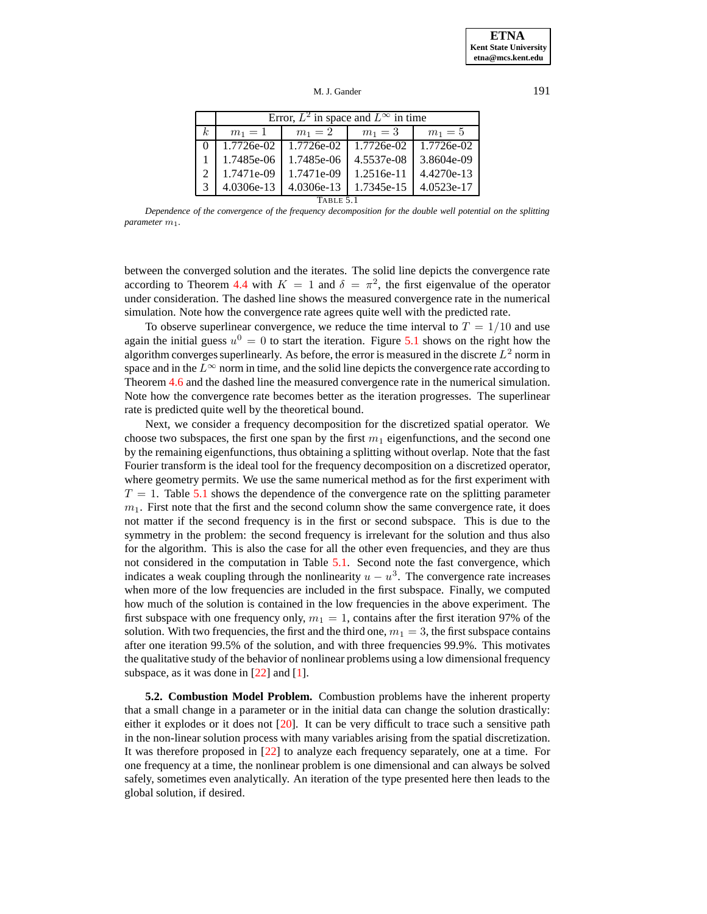| | Error, $L^2$ in space and $L^\infty$ in time | | | |
|---|---|---|---|---|
| $k$ | $m_1 = 1$ | $m_1 = 2$ | $m_1 = 3$ | $m_1 = 5$ |
| 0 | 1.7726e-02 | 1.7726e-02 | 1.7726e-02 | 1.7726e-02 |
| 1 | 1.7485e-06 | 1.7485e-06 | 4.5537e-08 | 3.8604e-09 |
| 2 | 1.7471e-09 | 1.7471e-09 | 1.2516e-11 | 4.4270e-13 |
| 3 | 4.0306e-13 | 4.0306e-13 | 1.7345e-15 | 4.0523e-17 |

TABLE 5.1

*Dependence of the convergence of the frequency decomposition for the double well potential on the splitting parameter $m_1$.*

between the converged solution and the iterates. The solid line depicts the convergence rate according to Theorem 4.4 with $K = 1$ and $\delta = \pi^2$, the first eigenvalue of the operator under consideration. The dashed line shows the measured convergence rate in the numerical simulation. Note how the convergence rate agrees quite well with the predicted rate.

To observe superlinear convergence, we reduce the time interval to $T = 1/10$ and use again the initial guess $u^0 = 0$ to start the iteration. Figure 5.1 shows on the right how the algorithm converges superlinearly. As before, the error is measured in the discrete $L^2$ norm in space and in the $L^\infty$ norm in time, and the solid line depicts the convergence rate according to Theorem 4.6 and the dashed line the measured convergence rate in the numerical simulation. Note how the convergence rate becomes better as the iteration progresses. The superlinear rate is predicted quite well by the theoretical bound.

Next, we consider a frequency decomposition for the discretized spatial operator. We choose two subspaces, the first one span by the first $m_1$ eigenfunctions, and the second one by the remaining eigenfunctions, thus obtaining a splitting without overlap. Note that the fast Fourier transform is the ideal tool for the frequency decomposition on a discretized operator, where geometry permits. We use the same numerical method as for the first experiment with $T = 1$. Table 5.1 shows the dependence of the convergence rate on the splitting parameter $m_1$. First note that the first and the second column show the same convergence rate, it does not matter if the second frequency is in the first or second subspace. This is due to the symmetry in the problem: the second frequency is irrelevant for the solution and thus also for the algorithm. This is also the case for all the other even frequencies, and they are thus not considered in the computation in Table 5.1. Second note the fast convergence, which indicates a weak coupling through the nonlinearity $u - u^3$. The convergence rate increases when more of the low frequencies are included in the first subspace. Finally, we computed how much of the solution is contained in the low frequencies in the above experiment. The first subspace with one frequency only, $m_1 = 1$, contains after the first iteration 97% of the solution. With two frequencies, the first and the third one, $m_1 = 3$, the first subspace contains after one iteration 99.5% of the solution, and with three frequencies 99.9%. This motivates the qualitative study of the behavior of nonlinear problems using a low dimensional frequency subspace, as it was done in [22] and [1].

**5.2. Combustion Model Problem.** Combustion problems have the inherent property that a small change in a parameter or in the initial data can change the solution drastically: either it explodes or it does not [20]. It can be very difficult to trace such a sensitive path in the non-linear solution process with many variables arising from the spatial discretization. It was therefore proposed in [22] to analyze each frequency separately, one at a time. For one frequency at a time, the nonlinear problem is one dimensional and can always be solved safely, sometimes even analytically. An iteration of the type presented here then leads to the global solution, if desired.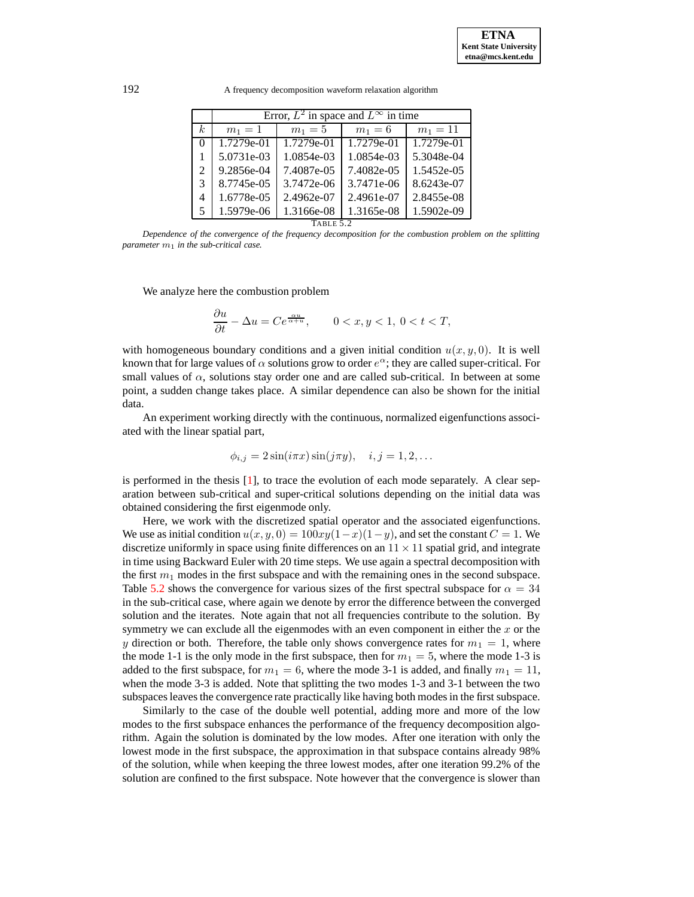| | Error, $L^2$ in space and $L^\infty$ in time | | | |
|---|---|---|---|---|
| $k$ | $m_1 = 1$ | $m_1 = 5$ | $m_1 = 6$ | $m_1 = 11$ |
| 0 | 1.7279e-01 | 1.7279e-01 | 1.7279e-01 | 1.7279e-01 |
| 1 | 5.0731e-03 | 1.0854e-03 | 1.0854e-03 | 5.3048e-04 |
| 2 | 9.2856e-04 | 7.4087e-05 | 7.4082e-05 | 1.5452e-05 |
| 3 | 8.7745e-05 | 3.7472e-06 | 3.7471e-06 | 8.6243e-07 |
| 4 | 1.6778e-05 | 2.4962e-07 | 2.4961e-07 | 2.8455e-08 |
| 5 | 1.5979e-06 | 1.3166e-08 | 1.3165e-08 | 1.5902e-09 |

TABLE 5.2

*Dependence of the convergence of the frequency decomposition for the combustion problem on the splitting parameter $m_1$ in the sub-critical case.*

We analyze here the combustion problem

$$\frac{\partial u}{\partial t} - \Delta u = Ce^{\frac{\alpha u}{\alpha + u}}, \qquad 0 < x, y < 1,\ 0 < t < T,$$

with homogeneous boundary conditions and a given initial condition $u(x, y, 0)$. It is well known that for large values of $\alpha$ solutions grow to order $e^\alpha$; they are called super-critical. For small values of $\alpha$, solutions stay order one and are called sub-critical. In between at some point, a sudden change takes place. A similar dependence can also be shown for the initial data.

An experiment working directly with the continuous, normalized eigenfunctions associated with the linear spatial part,

$$\phi_{i,j} = 2\sin(i\pi x)\sin(j\pi y), \quad i, j = 1, 2, \ldots$$

is performed in the thesis [1], to trace the evolution of each mode separately. A clear separation between sub-critical and super-critical solutions depending on the initial data was obtained considering the first eigenmode only.

Here, we work with the discretized spatial operator and the associated eigenfunctions. We use as initial condition $u(x, y, 0) = 100xy(1-x)(1-y)$, and set the constant $C = 1$. We discretize uniformly in space using finite differences on an $11 \times 11$ spatial grid, and integrate in time using Backward Euler with 20 time steps. We use again a spectral decomposition with the first $m_1$ modes in the first subspace and with the remaining ones in the second subspace. Table 5.2 shows the convergence for various sizes of the first spectral subspace for $\alpha = 34$ in the sub-critical case, where again we denote by error the difference between the converged solution and the iterates. Note again that not all frequencies contribute to the solution. By symmetry we can exclude all the eigenmodes with an even component in either the $x$ or the $y$ direction or both. Therefore, the table only shows convergence rates for $m_1 = 1$, where the mode 1-1 is the only mode in the first subspace, then for $m_1 = 5$, where the mode 1-3 is added to the first subspace, for $m_1 = 6$, where the mode 3-1 is added, and finally $m_1 = 11$, when the mode 3-3 is added. Note that splitting the two modes 1-3 and 3-1 between the two subspaces leaves the convergence rate practically like having both modes in the first subspace.

Similarly to the case of the double well potential, adding more and more of the low modes to the first subspace enhances the performance of the frequency decomposition algorithm. Again the solution is dominated by the low modes. After one iteration with only the lowest mode in the first subspace, the approximation in that subspace contains already 98% of the solution, while when keeping the three lowest modes, after one iteration 99.2% of the solution are confined to the first subspace. Note however that the convergence is slower than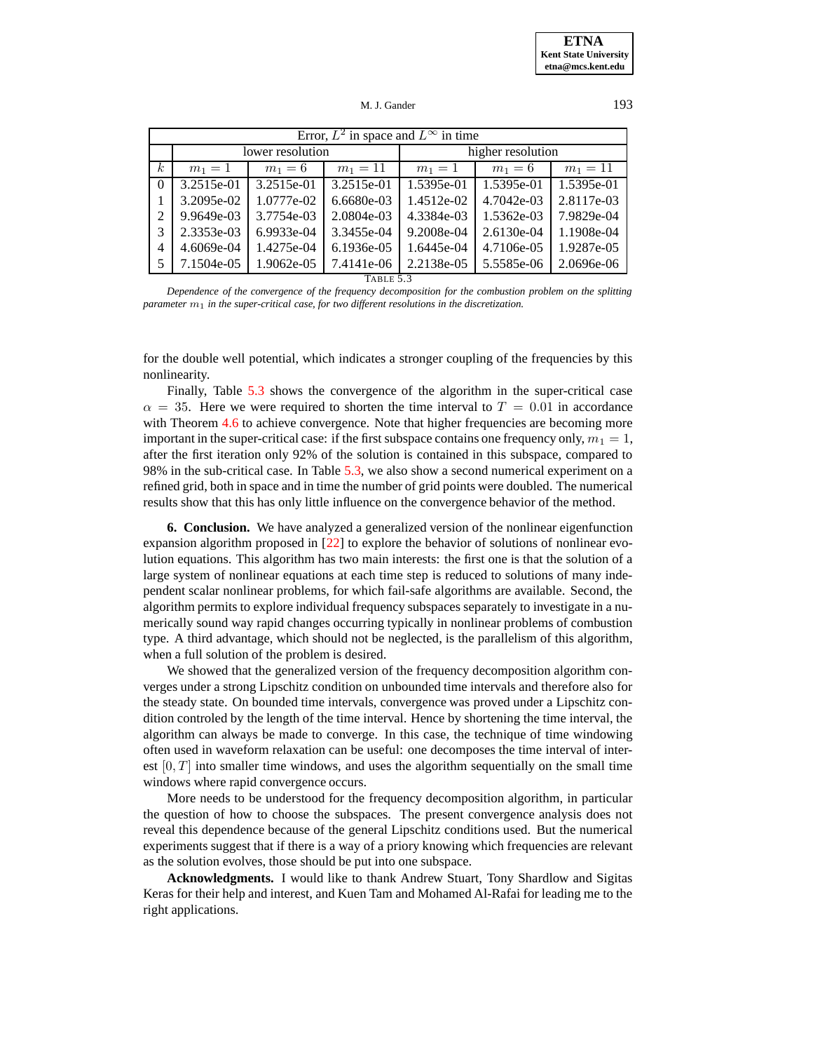| Error, $L^2$ in space and $L^\infty$ in time | | | | | | |
|---|---|---|---|---|---|---|
| | lower resolution | | | higher resolution | | |
| $k$ | $m_1 = 1$ | $m_1 = 6$ | $m_1 = 11$ | $m_1 = 1$ | $m_1 = 6$ | $m_1 = 11$ |
| 0 | 3.2515e-01 | 3.2515e-01 | 3.2515e-01 | 1.5395e-01 | 1.5395e-01 | 1.5395e-01 |
| 1 | 3.2095e-02 | 1.0777e-02 | 6.6680e-03 | 1.4512e-02 | 4.7042e-03 | 2.8117e-03 |
| 2 | 9.9649e-03 | 3.7754e-03 | 2.0804e-03 | 4.3384e-03 | 1.5362e-03 | 7.9829e-04 |
| 3 | 2.3353e-03 | 6.9933e-04 | 3.3455e-04 | 9.2008e-04 | 2.6130e-04 | 1.1908e-04 |
| 4 | 4.6069e-04 | 1.4275e-04 | 6.1936e-05 | 1.6445e-04 | 4.7106e-05 | 1.9287e-05 |
| 5 | 7.1504e-05 | 1.9062e-05 | 7.4141e-06 | 2.2138e-05 | 5.5585e-06 | 2.0696e-06 |

TABLE 5.3

*Dependence of the convergence of the frequency decomposition for the combustion problem on the splitting parameter $m_1$ in the super-critical case, for two different resolutions in the discretization.*

for the double well potential, which indicates a stronger coupling of the frequencies by this nonlinearity.

Finally, Table 5.3 shows the convergence of the algorithm in the super-critical case $\alpha = 35$. Here we were required to shorten the time interval to $T = 0.01$ in accordance with Theorem 4.6 to achieve convergence. Note that higher frequencies are becoming more important in the super-critical case: if the first subspace contains one frequency only, $m_1 = 1$, after the first iteration only 92% of the solution is contained in this subspace, compared to 98% in the sub-critical case. In Table 5.3, we also show a second numerical experiment on a refined grid, both in space and in time the number of grid points were doubled. The numerical results show that this has only little influence on the convergence behavior of the method.

**6. Conclusion.** We have analyzed a generalized version of the nonlinear eigenfunction expansion algorithm proposed in [22] to explore the behavior of solutions of nonlinear evolution equations. This algorithm has two main interests: the first one is that the solution of a large system of nonlinear equations at each time step is reduced to solutions of many independent scalar nonlinear problems, for which fail-safe algorithms are available. Second, the algorithm permits to explore individual frequency subspaces separately to investigate in a numerically sound way rapid changes occurring typically in nonlinear problems of combustion type. A third advantage, which should not be neglected, is the parallelism of this algorithm, when a full solution of the problem is desired.

We showed that the generalized version of the frequency decomposition algorithm converges under a strong Lipschitz condition on unbounded time intervals and therefore also for the steady state. On bounded time intervals, convergence was proved under a Lipschitz condition controled by the length of the time interval. Hence by shortening the time interval, the algorithm can always be made to converge. In this case, the technique of time windowing often used in waveform relaxation can be useful: one decomposes the time interval of interest $[0, T]$ into smaller time windows, and uses the algorithm sequentially on the small time windows where rapid convergence occurs.

More needs to be understood for the frequency decomposition algorithm, in particular the question of how to choose the subspaces. The present convergence analysis does not reveal this dependence because of the general Lipschitz conditions used. But the numerical experiments suggest that if there is a way of a priory knowing which frequencies are relevant as the solution evolves, those should be put into one subspace.

**Acknowledgments.** I would like to thank Andrew Stuart, Tony Shardlow and Sigitas Keras for their help and interest, and Kuen Tam and Mohamed Al-Rafai for leading me to the right applications.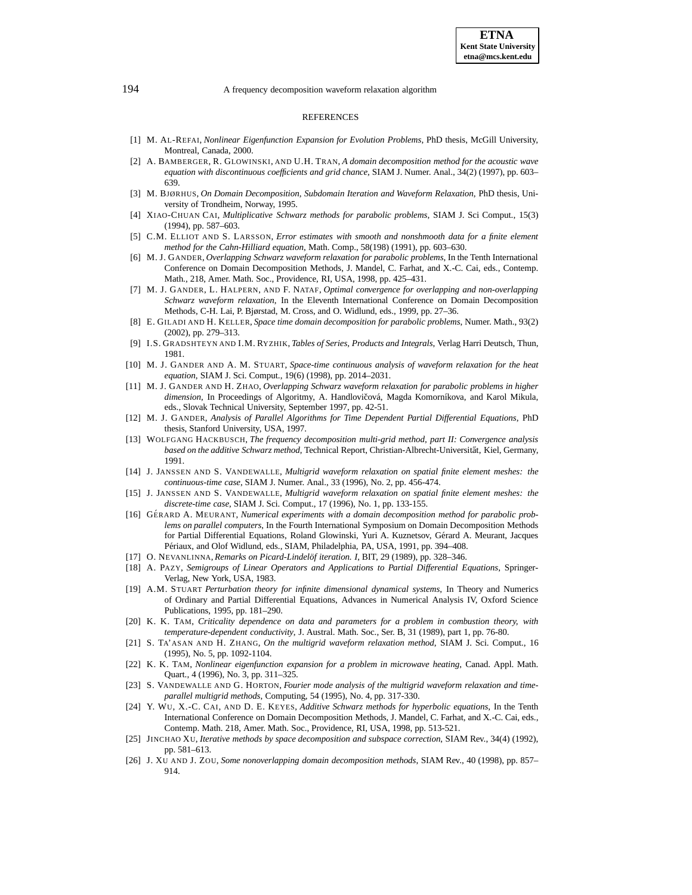## REFERENCES

[1] M. AL-REFAI, *Nonlinear Eigenfunction Expansion for Evolution Problems*, PhD thesis, McGill University, Montreal, Canada, 2000.

[2] A. BAMBERGER, R. GLOWINSKI, AND U.H. TRAN, *A domain decomposition method for the acoustic wave equation with discontinuous coefficients and grid chance*, SIAM J. Numer. Anal., 34(2) (1997), pp. 603–639.

[3] M. BJØRHUS, *On Domain Decomposition, Subdomain Iteration and Waveform Relaxation*, PhD thesis, University of Trondheim, Norway, 1995.

[4] XIAO-CHUAN CAI, *Multiplicative Schwarz methods for parabolic problems*, SIAM J. Sci Comput., 15(3) (1994), pp. 587–603.

[5] C.M. ELLIOT AND S. LARSSON, *Error estimates with smooth and nonshmooth data for a finite element method for the Cahn-Hilliard equation*, Math. Comp., 58(198) (1991), pp. 603–630.

[6] M. J. GANDER, *Overlapping Schwarz waveform relaxation for parabolic problems*, In the Tenth International Conference on Domain Decomposition Methods, J. Mandel, C. Farhat, and X.-C. Cai, eds., Contemp. Math., 218, Amer. Math. Soc., Providence, RI, USA, 1998, pp. 425–431.

[7] M. J. GANDER, L. HALPERN, AND F. NATAF, *Optimal convergence for overlapping and non-overlapping Schwarz waveform relaxation*, In the Eleventh International Conference on Domain Decomposition Methods, C-H. Lai, P. Bjørstad, M. Cross, and O. Widlund, eds., 1999, pp. 27–36.

[8] E. GILADI AND H. KELLER, *Space time domain decomposition for parabolic problems*, Numer. Math., 93(2) (2002), pp. 279–313.

[9] I.S. GRADSHTEYN AND I.M. RYZHIK, *Tables of Series, Products and Integrals*, Verlag Harri Deutsch, Thun, 1981.

[10] M. J. GANDER AND A. M. STUART, *Space-time continuous analysis of waveform relaxation for the heat equation*, SIAM J. Sci. Comput., 19(6) (1998), pp. 2014–2031.

[11] M. J. GANDER AND H. ZHAO, *Overlapping Schwarz waveform relaxation for parabolic problems in higher dimension*, In Proceedings of Algoritmy, A. Handlovičová, Magda Komorníkova, and Karol Mikula, eds., Slovak Technical University, September 1997, pp. 42-51.

[12] M. J. GANDER, *Analysis of Parallel Algorithms for Time Dependent Partial Differential Equations*, PhD thesis, Stanford University, USA, 1997.

[13] WOLFGANG HACKBUSCH, *The frequency decomposition multi-grid method, part II: Convergence analysis based on the additive Schwarz method*, Technical Report, Christian-Albrecht-Universität, Kiel, Germany, 1991.

[14] J. JANSSEN AND S. VANDEWALLE, *Multigrid waveform relaxation on spatial finite element meshes: the continuous-time case*, SIAM J. Numer. Anal., 33 (1996), No. 2, pp. 456-474.

[15] J. JANSSEN AND S. VANDEWALLE, *Multigrid waveform relaxation on spatial finite element meshes: the discrete-time case*, SIAM J. Sci. Comput., 17 (1996), No. 1, pp. 133-155.

[16] GÉRARD A. MEURANT, *Numerical experiments with a domain decomposition method for parabolic problems on parallel computers*, In the Fourth International Symposium on Domain Decomposition Methods for Partial Differential Equations, Roland Glowinski, Yuri A. Kuznetsov, Gérard A. Meurant, Jacques Périaux, and Olof Widlund, eds., SIAM, Philadelphia, PA, USA, 1991, pp. 394–408.

[17] O. NEVANLINNA, *Remarks on Picard-Lindelöf iteration. I*, BIT, 29 (1989), pp. 328–346.

[18] A. PAZY, *Semigroups of Linear Operators and Applications to Partial Differential Equations*, Springer-Verlag, New York, USA, 1983.

[19] A.M. STUART *Perturbation theory for infinite dimensional dynamical systems*, In Theory and Numerics of Ordinary and Partial Differential Equations, Advances in Numerical Analysis IV, Oxford Science Publications, 1995, pp. 181–290.

[20] K. K. TAM, *Criticality dependence on data and parameters for a problem in combustion theory, with temperature-dependent conductivity*, J. Austral. Math. Soc., Ser. B, 31 (1989), part 1, pp. 76-80.

[21] S. TA'ASAN AND H. ZHANG, *On the multigrid waveform relaxation method*, SIAM J. Sci. Comput., 16 (1995), No. 5, pp. 1092-1104.

[22] K. K. TAM, *Nonlinear eigenfunction expansion for a problem in microwave heating*, Canad. Appl. Math. Quart., 4 (1996), No. 3, pp. 311–325.

[23] S. VANDEWALLE AND G. HORTON, *Fourier mode analysis of the multigrid waveform relaxation and time-parallel multigrid methods*, Computing, 54 (1995), No. 4, pp. 317-330.

[24] Y. WU, X.-C. CAI, AND D. E. KEYES, *Additive Schwarz methods for hyperbolic equations*, In the Tenth International Conference on Domain Decomposition Methods, J. Mandel, C. Farhat, and X.-C. Cai, eds., Contemp. Math. 218, Amer. Math. Soc., Providence, RI, USA, 1998, pp. 513-521.

[25] JINCHAO XU, *Iterative methods by space decomposition and subspace correction*, SIAM Rev., 34(4) (1992), pp. 581–613.

[26] J. XU AND J. ZOU, *Some nonoverlapping domain decomposition methods*, SIAM Rev., 40 (1998), pp. 857–914.